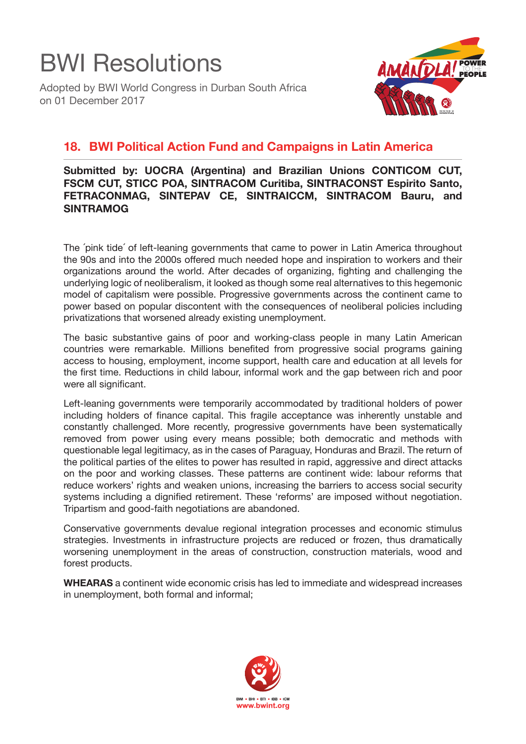# BWI Resolutions

Adopted by BWI World Congress in Durban South Africa on 01 December 2017

## 18. BWI Political Action Fund and Campaigns in Latin America

**Submitted by: UOCRA (Argentina) and Brazilian Unions CONTICOM CUT, FSCM CUT, STICC POA, SINTRACOM Curitiba, SINTRACONST Espirito Santo, FETRACONMAG, SINTEPAV CE, SINTRAICCM, SINTRACOM Bauru, and SINTRAMOG**

The ´pink tide´ of left-leaning governments that came to power in Latin America throughout the 90s and into the 2000s offered much needed hope and inspiration to workers and their organizations around the world. After decades of organizing, fighting and challenging the underlying logic of neoliberalism, it looked as though some real alternatives to this hegemonic model of capitalism were possible. Progressive governments across the continent came to power based on popular discontent with the consequences of neoliberal policies including privatizations that worsened already existing unemployment.

The basic substantive gains of poor and working-class people in many Latin American countries were remarkable. Millions benefited from progressive social programs gaining access to housing, employment, income support, health care and education at all levels for the first time. Reductions in child labour, informal work and the gap between rich and poor were all significant.

Left-leaning governments were temporarily accommodated by traditional holders of power including holders of finance capital. This fragile acceptance was inherently unstable and constantly challenged. More recently, progressive governments have been systematically removed from power using every means possible; both democratic and methods with questionable legal legitimacy, as in the cases of Paraguay, Honduras and Brazil. The return of the political parties of the elites to power has resulted in rapid, aggressive and direct attacks on the poor and working classes. These patterns are continent wide: labour reforms that reduce workers' rights and weaken unions, increasing the barriers to access social security systems including a dignified retirement. These 'reforms' are imposed without negotiation. Tripartism and good-faith negotiations are abandoned.

Conservative governments devalue regional integration processes and economic stimulus strategies. Investments in infrastructure projects are reduced or frozen, thus dramatically worsening unemployment in the areas of construction, construction materials, wood and forest products.

**WHEARAS** a continent wide economic crisis has led to immediate and widespread increases in unemployment, both formal and informal;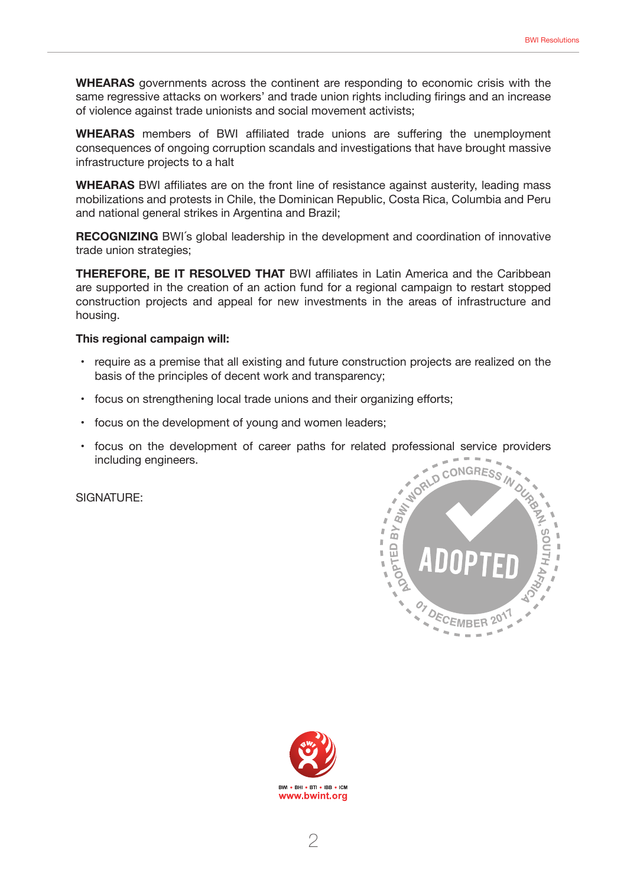**WHEARAS** governments across the continent are responding to economic crisis with the same regressive attacks on workers' and trade union rights including firings and an increase of violence against trade unionists and social movement activists;

**WHEARAS** members of BWI affiliated trade unions are suffering the unemployment consequences of ongoing corruption scandals and investigations that have brought massive infrastructure projects to a halt

**WHEARAS** BWI affiliates are on the front line of resistance against austerity, leading mass mobilizations and protests in Chile, the Dominican Republic, Costa Rica, Columbia and Peru and national general strikes in Argentina and Brazil;

**RECOGNIZING** BWI´s global leadership in the development and coordination of innovative trade union strategies;

**THEREFORE, BE IT RESOLVED THAT** BWI affiliates in Latin America and the Caribbean are supported in the creation of an action fund for a regional campaign to restart stopped construction projects and appeal for new investments in the areas of infrastructure and housing.

**This regional campaign will:**

- require as a premise that all existing and future construction projects are realized on the basis of the principles of decent work and transparency;
- focus on strengthening local trade unions and their organizing efforts;
- focus on the development of young and women leaders;
- focus on the development of career paths for related professional service providers including engineers.

SIGNATURE:

ADOPTED BY BWI WORLD CONGRESS IN DURBAN, SOUTH AFRICA

ADOPTED

01 DECEMBER 2017

BWI • BHI • BTI • IBB • ICM

www.bwint.org